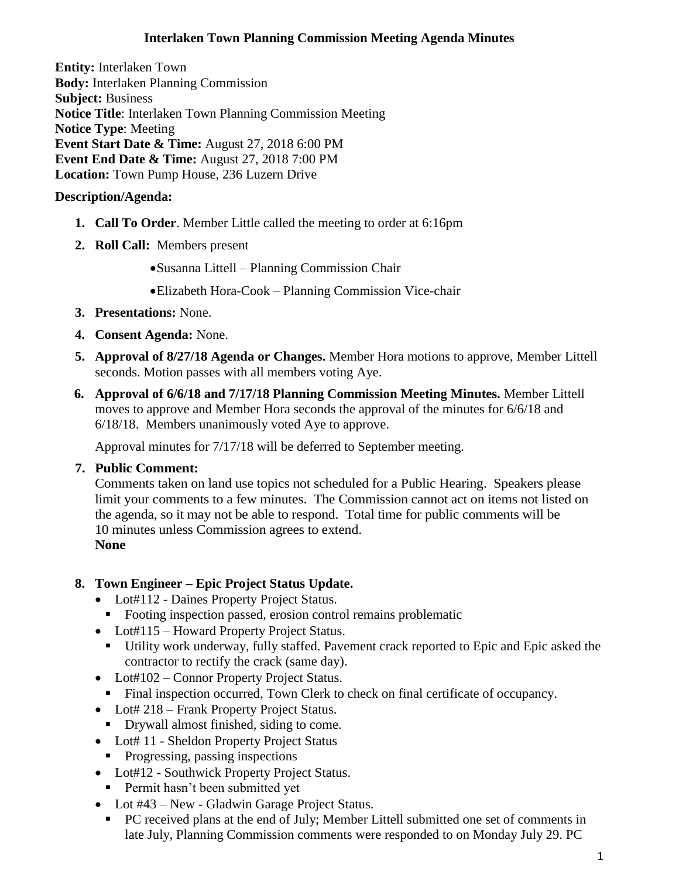# Interlaken Town Planning Commission Meeting Agenda Minutes

**Entity:** Interlaken Town
**Body:** Interlaken Planning Commission
**Subject:** Business
**Notice Title**: Interlaken Town Planning Commission Meeting
**Notice Type**: Meeting
**Event Start Date & Time:** August 27, 2018 6:00 PM
**Event End Date & Time:** August 27, 2018 7:00 PM
**Location:** Town Pump House, 236 Luzern Drive

**Description/Agenda:**

1. **Call To Order**. Member Little called the meeting to order at 6:16pm
2. **Roll Call:** Members present
   - Susanna Littell – Planning Commission Chair
   - Elizabeth Hora-Cook – Planning Commission Vice-chair
3. **Presentations:** None.
4. **Consent Agenda:** None.
5. **Approval of 8/27/18 Agenda or Changes.** Member Hora motions to approve, Member Littell seconds. Motion passes with all members voting Aye.
6. **Approval of 6/6/18 and 7/17/18 Planning Commission Meeting Minutes.** Member Littell moves to approve and Member Hora seconds the approval of the minutes for 6/6/18 and 6/18/18. Members unanimously voted Aye to approve.

   Approval minutes for 7/17/18 will be deferred to September meeting.
7. **Public Comment:**
   Comments taken on land use topics not scheduled for a Public Hearing. Speakers please limit your comments to a few minutes. The Commission cannot act on items not listed on the agenda, so it may not be able to respond. Total time for public comments will be 10 minutes unless Commission agrees to extend.
   **None**
8. **Town Engineer – Epic Project Status Update.**
   - Lot#112 - Daines Property Project Status.
     - Footing inspection passed, erosion control remains problematic
   - Lot#115 – Howard Property Project Status.
     - Utility work underway, fully staffed. Pavement crack reported to Epic and Epic asked the contractor to rectify the crack (same day).
   - Lot#102 – Connor Property Project Status.
     - Final inspection occurred, Town Clerk to check on final certificate of occupancy.
   - Lot# 218 – Frank Property Project Status.
     - Drywall almost finished, siding to come.
   - Lot# 11 - Sheldon Property Project Status
     - Progressing, passing inspections
   - Lot#12 - Southwick Property Project Status.
     - Permit hasn't been submitted yet
   - Lot #43 – New - Gladwin Garage Project Status.
     - PC received plans at the end of July; Member Littell submitted one set of comments in late July, Planning Commission comments were responded to on Monday July 29. PC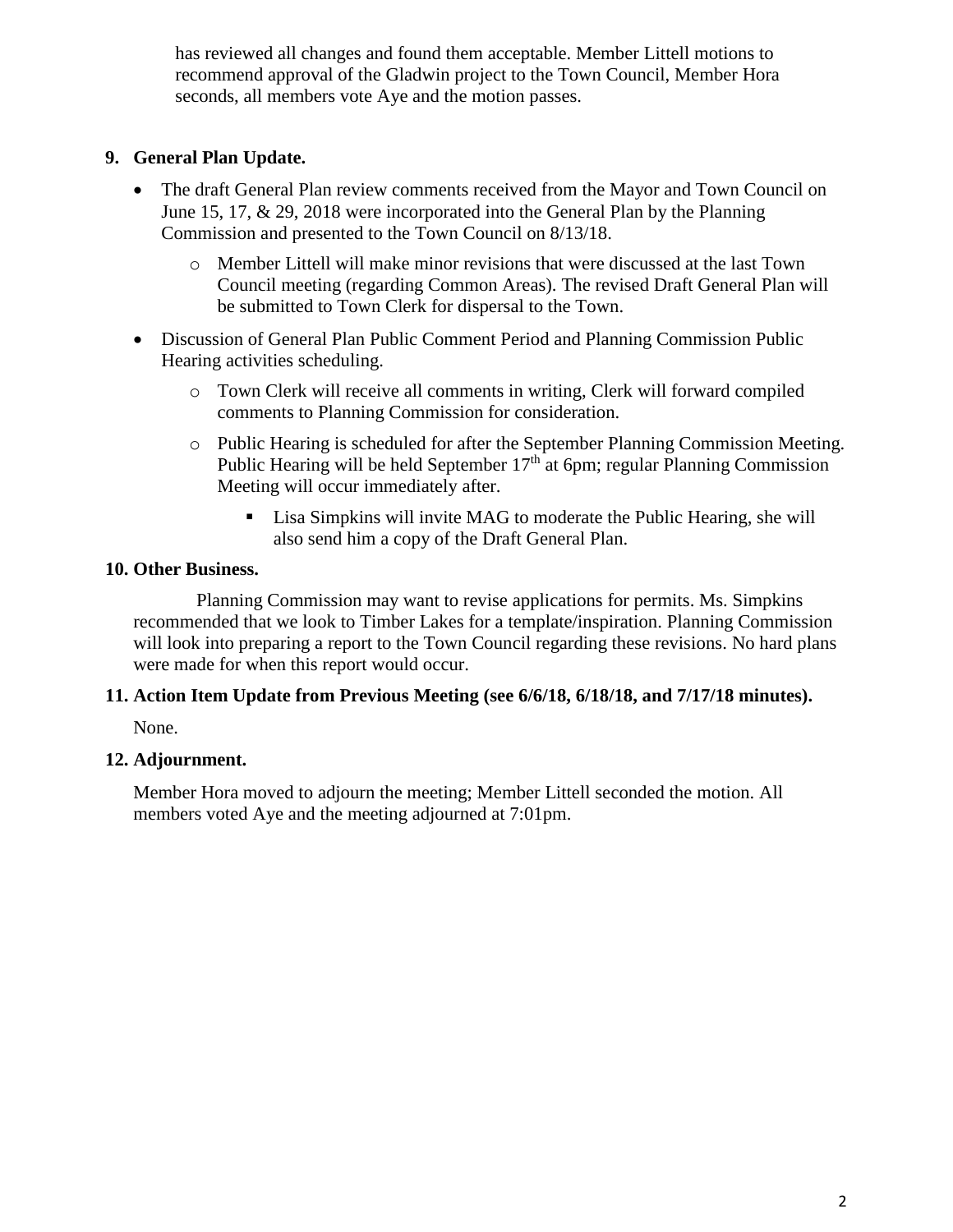has reviewed all changes and found them acceptable. Member Littell motions to recommend approval of the Gladwin project to the Town Council, Member Hora seconds, all members vote Aye and the motion passes.

**9. General Plan Update.**

- The draft General Plan review comments received from the Mayor and Town Council on June 15, 17, & 29, 2018 were incorporated into the General Plan by the Planning Commission and presented to the Town Council on 8/13/18.
  - Member Littell will make minor revisions that were discussed at the last Town Council meeting (regarding Common Areas). The revised Draft General Plan will be submitted to Town Clerk for dispersal to the Town.
- Discussion of General Plan Public Comment Period and Planning Commission Public Hearing activities scheduling.
  - Town Clerk will receive all comments in writing, Clerk will forward compiled comments to Planning Commission for consideration.
  - Public Hearing is scheduled for after the September Planning Commission Meeting. Public Hearing will be held September 17th at 6pm; regular Planning Commission Meeting will occur immediately after.
    - Lisa Simpkins will invite MAG to moderate the Public Hearing, she will also send him a copy of the Draft General Plan.

**10. Other Business.**

Planning Commission may want to revise applications for permits. Ms. Simpkins recommended that we look to Timber Lakes for a template/inspiration. Planning Commission will look into preparing a report to the Town Council regarding these revisions. No hard plans were made for when this report would occur.

**11. Action Item Update from Previous Meeting (see 6/6/18, 6/18/18, and 7/17/18 minutes).**

None.

**12. Adjournment.**

Member Hora moved to adjourn the meeting; Member Littell seconded the motion. All members voted Aye and the meeting adjourned at 7:01pm.